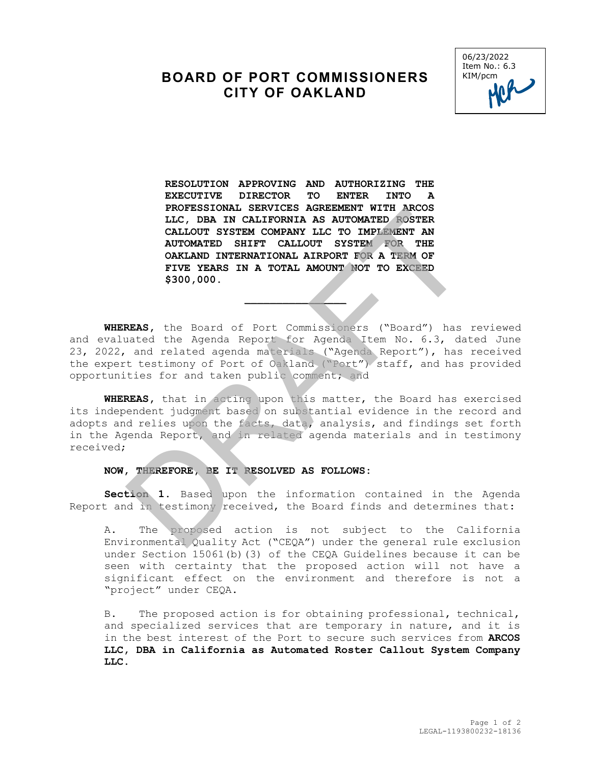06/23/2022
Item No.: 6.3
KIM/pcm

# BOARD OF PORT COMMISSIONERS
# CITY OF OAKLAND

**RESOLUTION APPROVING AND AUTHORIZING THE EXECUTIVE DIRECTOR TO ENTER INTO A PROFESSIONAL SERVICES AGREEMENT WITH ARCOS LLC, DBA IN CALIFORNIA AS AUTOMATED ROSTER CALLOUT SYSTEM COMPANY LLC TO IMPLEMENT AN AUTOMATED SHIFT CALLOUT SYSTEM FOR THE OAKLAND INTERNATIONAL AIRPORT FOR A TERM OF FIVE YEARS IN A TOTAL AMOUNT NOT TO EXCEED $300,000.**

---

**WHEREAS,** the Board of Port Commissioners ("Board") has reviewed and evaluated the Agenda Report for Agenda Item No. 6.3, dated June 23, 2022, and related agenda materials ("Agenda Report"), has received the expert testimony of Port of Oakland ("Port") staff, and has provided opportunities for and taken public comment; and

**WHEREAS,** that in acting upon this matter, the Board has exercised its independent judgment based on substantial evidence in the record and adopts and relies upon the facts, data, analysis, and findings set forth in the Agenda Report, and in related agenda materials and in testimony received;

**NOW, THEREFORE, BE IT RESOLVED AS FOLLOWS:**

**Section 1.** Based upon the information contained in the Agenda Report and in testimony received, the Board finds and determines that:

A. The proposed action is not subject to the California Environmental Quality Act ("CEQA") under the general rule exclusion under Section 15061(b)(3) of the CEQA Guidelines because it can be seen with certainty that the proposed action will not have a significant effect on the environment and therefore is not a "project" under CEQA.

B. The proposed action is for obtaining professional, technical, and specialized services that are temporary in nature, and it is in the best interest of the Port to secure such services from **ARCOS LLC, DBA in California as Automated Roster Callout System Company LLC.**

LEGAL-1193800232-18136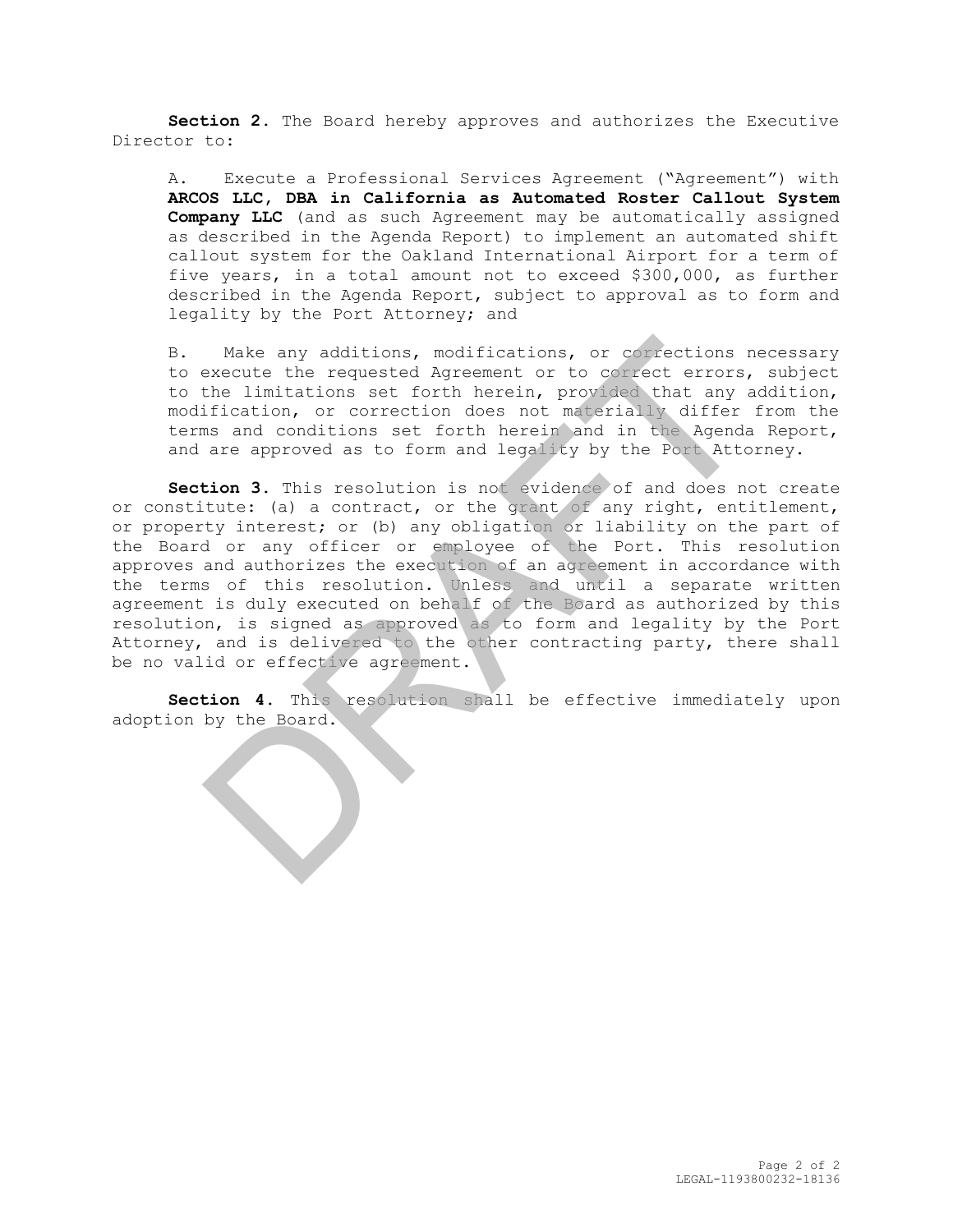**Section 2.** The Board hereby approves and authorizes the Executive Director to:

A. Execute a Professional Services Agreement ("Agreement") with **ARCOS LLC, DBA in California as Automated Roster Callout System Company LLC** (and as such Agreement may be automatically assigned as described in the Agenda Report) to implement an automated shift callout system for the Oakland International Airport for a term of five years, in a total amount not to exceed $300,000, as further described in the Agenda Report, subject to approval as to form and legality by the Port Attorney; and

B. Make any additions, modifications, or corrections necessary to execute the requested Agreement or to correct errors, subject to the limitations set forth herein, provided that any addition, modification, or correction does not materially differ from the terms and conditions set forth herein and in the Agenda Report, and are approved as to form and legality by the Port Attorney.

**Section 3.** This resolution is not evidence of and does not create or constitute: (a) a contract, or the grant of any right, entitlement, or property interest; or (b) any obligation or liability on the part of the Board or any officer or employee of the Port. This resolution approves and authorizes the execution of an agreement in accordance with the terms of this resolution. Unless and until a separate written agreement is duly executed on behalf of the Board as authorized by this resolution, is signed as approved as to form and legality by the Port Attorney, and is delivered to the other contracting party, there shall be no valid or effective agreement.

**Section 4.** This resolution shall be effective immediately upon adoption by the Board.

LEGAL-1193800232-18136